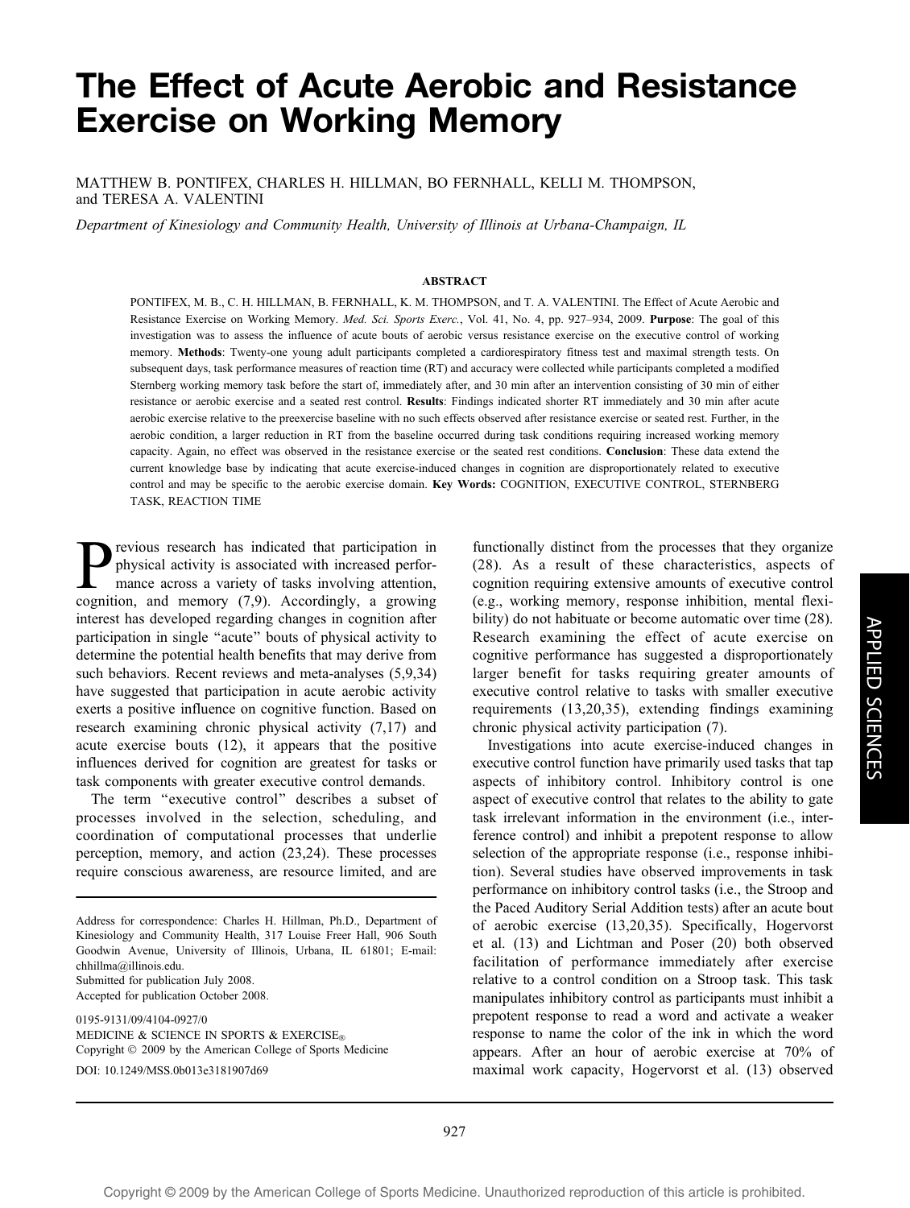# The Effect of Acute Aerobic and Resistance Exercise on Working Memory

MATTHEW B. PONTIFEX, CHARLES H. HILLMAN, BO FERNHALL, KELLI M. THOMPSON, and TERESA A. VALENTINI

*Department of Kinesiology and Community Health, University of Illinois at Urbana-Champaign, IL*

## ABSTRACT

PONTIFEX, M. B., C. H. HILLMAN, B. FERNHALL, K. M. THOMPSON, and T. A. VALENTINI. The Effect of Acute Aerobic and Resistance Exercise on Working Memory. *Med. Sci. Sports Exerc.*, Vol. 41, No. 4, pp. 927–934, 2009. **Purpose**: The goal of this investigation was to assess the influence of acute bouts of aerobic versus resistance exercise on the executive control of working memory. **Methods**: Twenty-one young adult participants completed a cardiorespiratory fitness test and maximal strength tests. On subsequent days, task performance measures of reaction time (RT) and accuracy were collected while participants completed a modified Sternberg working memory task before the start of, immediately after, and 30 min after an intervention consisting of 30 min of either resistance or aerobic exercise and a seated rest control. **Results**: Findings indicated shorter RT immediately and 30 min after acute aerobic exercise relative to the preexercise baseline with no such effects observed after resistance exercise or seated rest. Further, in the aerobic condition, a larger reduction in RT from the baseline occurred during task conditions requiring increased working memory capacity. Again, no effect was observed in the resistance exercise or the seated rest conditions. **Conclusion**: These data extend the current knowledge base by indicating that acute exercise-induced changes in cognition are disproportionately related to executive control and may be specific to the aerobic exercise domain. **Key Words:** COGNITION, EXECUTIVE CONTROL, STERNBERG TASK, REACTION TIME

Previous research has indicated that participation in physical activity is associated with increased performance across a variety of tasks involving attention, cognition, and memory (7,9). Accordingly, a growing interest has developed regarding changes in cognition after participation in single "acute" bouts of physical activity to determine the potential health benefits that may derive from such behaviors. Recent reviews and meta-analyses (5,9,34) have suggested that participation in acute aerobic activity exerts a positive influence on cognitive function. Based on research examining chronic physical activity (7,17) and acute exercise bouts (12), it appears that the positive influences derived for cognition are greatest for tasks or task components with greater executive control demands.

The term "executive control" describes a subset of processes involved in the selection, scheduling, and coordination of computational processes that underlie perception, memory, and action (23,24). These processes require conscious awareness, are resource limited, and are functionally distinct from the processes that they organize (28). As a result of these characteristics, aspects of cognition requiring extensive amounts of executive control (e.g., working memory, response inhibition, mental flexibility) do not habituate or become automatic over time (28). Research examining the effect of acute exercise on cognitive performance has suggested a disproportionately larger benefit for tasks requiring greater amounts of executive control relative to tasks with smaller executive requirements (13,20,35), extending findings examining chronic physical activity participation (7).

Investigations into acute exercise-induced changes in executive control function have primarily used tasks that tap aspects of inhibitory control. Inhibitory control is one aspect of executive control that relates to the ability to gate task irrelevant information in the environment (i.e., interference control) and inhibit a prepotent response to allow selection of the appropriate response (i.e., response inhibition). Several studies have observed improvements in task performance on inhibitory control tasks (i.e., the Stroop and the Paced Auditory Serial Addition tests) after an acute bout of aerobic exercise (13,20,35). Specifically, Hogervorst et al. (13) and Lichtman and Poser (20) both observed facilitation of performance immediately after exercise relative to a control condition on a Stroop task. This task manipulates inhibitory control as participants must inhibit a prepotent response to read a word and activate a weaker response to name the color of the ink in which the word appears. After an hour of aerobic exercise at 70% of maximal work capacity, Hogervorst et al. (13) observed

---

Address for correspondence: Charles H. Hillman, Ph.D., Department of Kinesiology and Community Health, 317 Louise Freer Hall, 906 South Goodwin Avenue, University of Illinois, Urbana, IL 61801; E-mail: chhillma@illinois.edu.
Submitted for publication July 2008.
Accepted for publication October 2008.

0195-9131/09/4104-0927/0
MEDICINE & SCIENCE IN SPORTS & EXERCISE®
Copyright © 2009 by the American College of Sports Medicine
DOI: 10.1249/MSS.0b013e3181907d69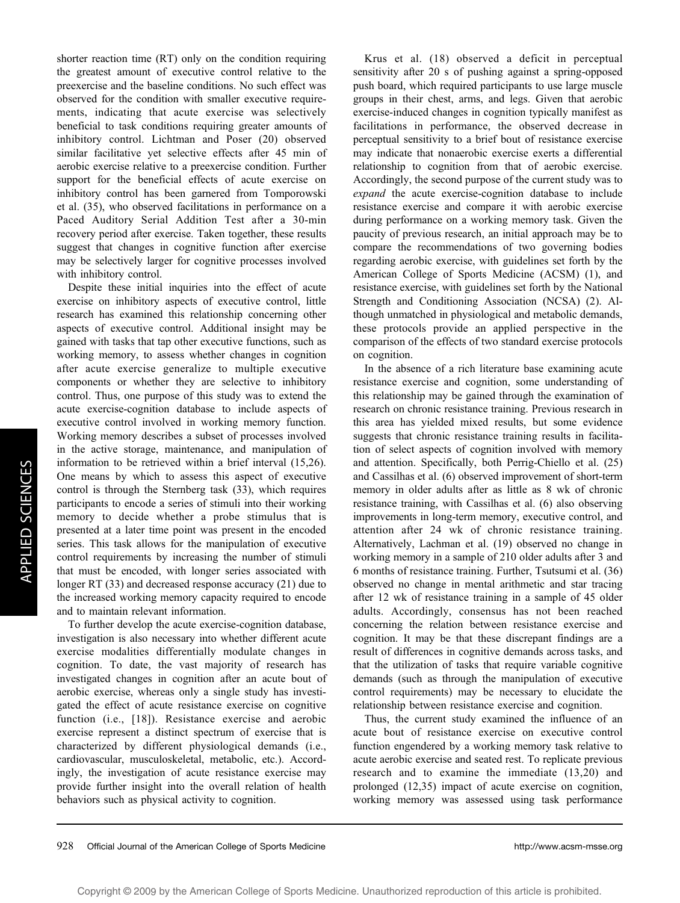shorter reaction time (RT) only on the condition requiring the greatest amount of executive control relative to the preexercise and the baseline conditions. No such effect was observed for the condition with smaller executive requirements, indicating that acute exercise was selectively beneficial to task conditions requiring greater amounts of inhibitory control. Lichtman and Poser (20) observed similar facilitative yet selective effects after 45 min of aerobic exercise relative to a preexercise condition. Further support for the beneficial effects of acute exercise on inhibitory control has been garnered from Tomporowski et al. (35), who observed facilitations in performance on a Paced Auditory Serial Addition Test after a 30-min recovery period after exercise. Taken together, these results suggest that changes in cognitive function after exercise may be selectively larger for cognitive processes involved with inhibitory control.

Despite these initial inquiries into the effect of acute exercise on inhibitory aspects of executive control, little research has examined this relationship concerning other aspects of executive control. Additional insight may be gained with tasks that tap other executive functions, such as working memory, to assess whether changes in cognition after acute exercise generalize to multiple executive components or whether they are selective to inhibitory control. Thus, one purpose of this study was to extend the acute exercise-cognition database to include aspects of executive control involved in working memory function. Working memory describes a subset of processes involved in the active storage, maintenance, and manipulation of information to be retrieved within a brief interval (15,26). One means by which to assess this aspect of executive control is through the Sternberg task (33), which requires participants to encode a series of stimuli into their working memory to decide whether a probe stimulus that is presented at a later time point was present in the encoded series. This task allows for the manipulation of executive control requirements by increasing the number of stimuli that must be encoded, with longer series associated with longer RT (33) and decreased response accuracy (21) due to the increased working memory capacity required to encode and to maintain relevant information.

To further develop the acute exercise-cognition database, investigation is also necessary into whether different acute exercise modalities differentially modulate changes in cognition. To date, the vast majority of research has investigated changes in cognition after an acute bout of aerobic exercise, whereas only a single study has investigated the effect of acute resistance exercise on cognitive function (i.e., [18]). Resistance exercise and aerobic exercise represent a distinct spectrum of exercise that is characterized by different physiological demands (i.e., cardiovascular, musculoskeletal, metabolic, etc.). Accordingly, the investigation of acute resistance exercise may provide further insight into the overall relation of health behaviors such as physical activity to cognition.

Krus et al. (18) observed a deficit in perceptual sensitivity after 20 s of pushing against a spring-opposed push board, which required participants to use large muscle groups in their chest, arms, and legs. Given that aerobic exercise-induced changes in cognition typically manifest as facilitations in performance, the observed decrease in perceptual sensitivity to a brief bout of resistance exercise may indicate that nonaerobic exercise exerts a differential relationship to cognition from that of aerobic exercise. Accordingly, the second purpose of the current study was to *expand* the acute exercise-cognition database to include resistance exercise and compare it with aerobic exercise during performance on a working memory task. Given the paucity of previous research, an initial approach may be to compare the recommendations of two governing bodies regarding aerobic exercise, with guidelines set forth by the American College of Sports Medicine (ACSM) (1), and resistance exercise, with guidelines set forth by the National Strength and Conditioning Association (NCSA) (2). Although unmatched in physiological and metabolic demands, these protocols provide an applied perspective in the comparison of the effects of two standard exercise protocols on cognition.

In the absence of a rich literature base examining acute resistance exercise and cognition, some understanding of this relationship may be gained through the examination of research on chronic resistance training. Previous research in this area has yielded mixed results, but some evidence suggests that chronic resistance training results in facilitation of select aspects of cognition involved with memory and attention. Specifically, both Perrig-Chiello et al. (25) and Cassilhas et al. (6) observed improvement of short-term memory in older adults after as little as 8 wk of chronic resistance training, with Cassilhas et al. (6) also observing improvements in long-term memory, executive control, and attention after 24 wk of chronic resistance training. Alternatively, Lachman et al. (19) observed no change in working memory in a sample of 210 older adults after 3 and 6 months of resistance training. Further, Tsutsumi et al. (36) observed no change in mental arithmetic and star tracing after 12 wk of resistance training in a sample of 45 older adults. Accordingly, consensus has not been reached concerning the relation between resistance exercise and cognition. It may be that these discrepant findings are a result of differences in cognitive demands across tasks, and that the utilization of tasks that require variable cognitive demands (such as through the manipulation of executive control requirements) may be necessary to elucidate the relationship between resistance exercise and cognition.

Thus, the current study examined the influence of an acute bout of resistance exercise on executive control function engendered by a working memory task relative to acute aerobic exercise and seated rest. To replicate previous research and to examine the immediate (13,20) and prolonged (12,35) impact of acute exercise on cognition, working memory was assessed using task performance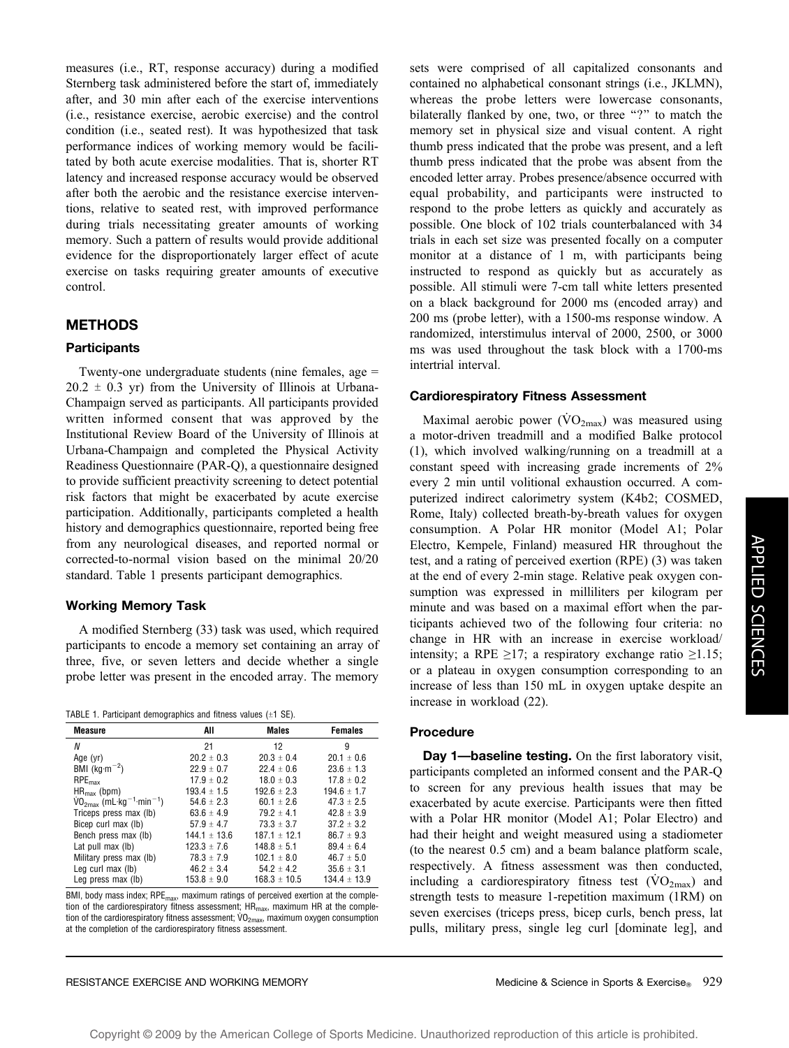measures (i.e., RT, response accuracy) during a modified Sternberg task administered before the start of, immediately after, and 30 min after each of the exercise interventions (i.e., resistance exercise, aerobic exercise) and the control condition (i.e., seated rest). It was hypothesized that task performance indices of working memory would be facilitated by both acute exercise modalities. That is, shorter RT latency and increased response accuracy would be observed after both the aerobic and the resistance exercise interventions, relative to seated rest, with improved performance during trials necessitating greater amounts of working memory. Such a pattern of results would provide additional evidence for the disproportionately larger effect of acute exercise on tasks requiring greater amounts of executive control.

## METHODS

### Participants

Twenty-one undergraduate students (nine females, age = $20.2 \pm 0.3$ yr) from the University of Illinois at Urbana-Champaign served as participants. All participants provided written informed consent that was approved by the Institutional Review Board of the University of Illinois at Urbana-Champaign and completed the Physical Activity Readiness Questionnaire (PAR-Q), a questionnaire designed to provide sufficient preactivity screening to detect potential risk factors that might be exacerbated by acute exercise participation. Additionally, participants completed a health history and demographics questionnaire, reported being free from any neurological diseases, and reported normal or corrected-to-normal vision based on the minimal 20/20 standard. Table 1 presents participant demographics.

### Working Memory Task

A modified Sternberg (33) task was used, which required participants to encode a memory set containing an array of three, five, or seven letters and decide whether a single probe letter was present in the encoded array. The memory sets were comprised of all capitalized consonants and contained no alphabetical consonant strings (i.e., JKLMN), whereas the probe letters were lowercase consonants, bilaterally flanked by one, two, or three "?" to match the memory set in physical size and visual content. A right thumb press indicated that the probe was present, and a left thumb press indicated that the probe was absent from the encoded letter array. Probes presence/absence occurred with equal probability, and participants were instructed to respond to the probe letters as quickly and accurately as possible. One block of 102 trials counterbalanced with 34 trials in each set size was presented focally on a computer monitor at a distance of 1 m, with participants being instructed to respond as quickly but as accurately as possible. All stimuli were 7-cm tall white letters presented on a black background for 2000 ms (encoded array) and 200 ms (probe letter), with a 1500-ms response window. A randomized, interstimulus interval of 2000, 2500, or 3000 ms was used throughout the task block with a 1700-ms intertrial interval.

TABLE 1. Participant demographics and fitness values (±1 SE).

| Measure | All | Males | Females |
|---|---|---|---|
| $N$ | 21 | 12 | 9 |
| Age (yr) | $20.2 \pm 0.3$ | $20.3 \pm 0.4$ | $20.1 \pm 0.6$ |
| BMI ($kg \cdot m^{-2}$) | $22.9 \pm 0.7$ | $22.4 \pm 0.6$ | $23.6 \pm 1.3$ |
| $RPE_{max}$ | $17.9 \pm 0.2$ | $18.0 \pm 0.3$ | $17.8 \pm 0.2$ |
| $HR_{max}$ (bpm) | $193.4 \pm 1.5$ | $192.6 \pm 2.3$ | $194.6 \pm 1.7$ |
| $\dot{V}O_{2max}$ ($mL \cdot kg^{-1} \cdot min^{-1}$) | $54.6 \pm 2.3$ | $60.1 \pm 2.6$ | $47.3 \pm 2.5$ |
| Triceps press max (lb) | $63.6 \pm 4.9$ | $79.2 \pm 4.1$ | $42.8 \pm 3.9$ |
| Bicep curl max (lb) | $57.9 \pm 4.7$ | $73.3 \pm 3.7$ | $37.2 \pm 3.2$ |
| Bench press max (lb) | $144.1 \pm 13.6$ | $187.1 \pm 12.1$ | $86.7 \pm 9.3$ |
| Lat pull max (lb) | $123.3 \pm 7.6$ | $148.8 \pm 5.1$ | $89.4 \pm 6.4$ |
| Military press max (lb) | $78.3 \pm 7.9$ | $102.1 \pm 8.0$ | $46.7 \pm 5.0$ |
| Leg curl max (lb) | $46.2 \pm 3.4$ | $54.2 \pm 4.2$ | $35.6 \pm 3.1$ |
| Leg press max (lb) | $153.8 \pm 9.0$ | $168.3 \pm 10.5$ | $134.4 \pm 13.9$ |

BMI, body mass index; $RPE_{max}$, maximum ratings of perceived exertion at the completion of the cardiorespiratory fitness assessment; $HR_{max}$, maximum HR at the completion of the cardiorespiratory fitness assessment; $\dot{V}O_{2max}$, maximum oxygen consumption at the completion of the cardiorespiratory fitness assessment.

### Cardiorespiratory Fitness Assessment

Maximal aerobic power ($\dot{V}O_{2max}$) was measured using a motor-driven treadmill and a modified Balke protocol (1), which involved walking/running on a treadmill at a constant speed with increasing grade increments of 2% every 2 min until volitional exhaustion occurred. A computerized indirect calorimetry system (K4b2; COSMED, Rome, Italy) collected breath-by-breath values for oxygen consumption. A Polar HR monitor (Model A1; Polar Electro, Kempele, Finland) measured HR throughout the test, and a rating of perceived exertion (RPE) (3) was taken at the end of every 2-min stage. Relative peak oxygen consumption was expressed in milliliters per kilogram per minute and was based on a maximal effort when the participants achieved two of the following four criteria: no change in HR with an increase in exercise workload/intensity; a RPE ≥17; a respiratory exchange ratio ≥1.15; or a plateau in oxygen consumption corresponding to an increase of less than 150 mL in oxygen uptake despite an increase in workload (22).

### Procedure

**Day 1—baseline testing.** On the first laboratory visit, participants completed an informed consent and the PAR-Q to screen for any previous health issues that may be exacerbated by acute exercise. Participants were then fitted with a Polar HR monitor (Model A1; Polar Electro) and had their height and weight measured using a stadiometer (to the nearest 0.5 cm) and a beam balance platform scale, respectively. A fitness assessment was then conducted, including a cardiorespiratory fitness test ($\dot{V}O_{2max}$) and strength tests to measure 1-repetition maximum (1RM) on seven exercises (triceps press, bicep curls, bench press, lat pulls, military press, single leg curl [dominate leg], and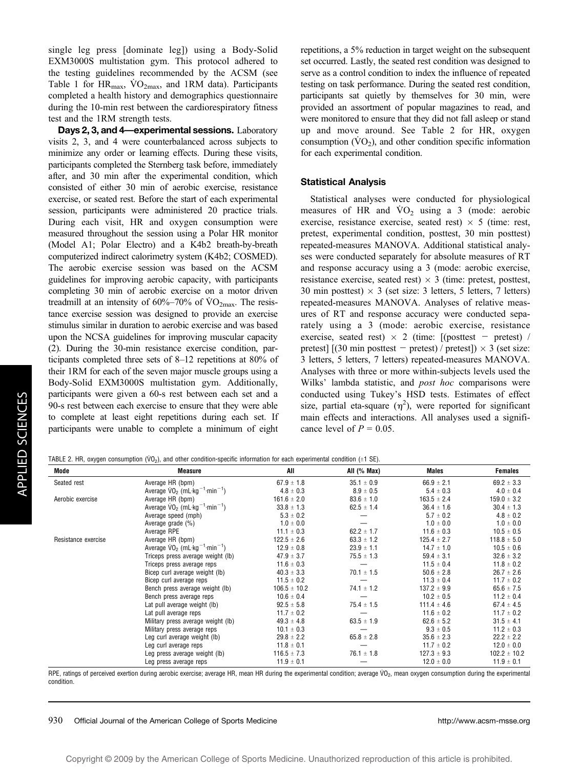single leg press [dominate leg]) using a Body-Solid EXM3000S multistation gym. This protocol adhered to the testing guidelines recommended by the ACSM (see Table 1 for $HR_{max}$, $\dot{V}O_{2max}$, and 1RM data). Participants completed a health history and demographics questionnaire during the 10-min rest between the cardiorespiratory fitness test and the 1RM strength tests.

**Days 2, 3, and 4—experimental sessions.** Laboratory visits 2, 3, and 4 were counterbalanced across subjects to minimize any order or learning effects. During these visits, participants completed the Sternberg task before, immediately after, and 30 min after the experimental condition, which consisted of either 30 min of aerobic exercise, resistance exercise, or seated rest. Before the start of each experimental session, participants were administered 20 practice trials. During each visit, HR and oxygen consumption were measured throughout the session using a Polar HR monitor (Model A1; Polar Electro) and a K4b2 breath-by-breath computerized indirect calorimetry system (K4b2; COSMED). The aerobic exercise session was based on the ACSM guidelines for improving aerobic capacity, with participants completing 30 min of aerobic exercise on a motor driven treadmill at an intensity of 60%–70% of $\dot{V}O_{2max}$. The resistance exercise session was designed to provide an exercise stimulus similar in duration to aerobic exercise and was based upon the NCSA guidelines for improving muscular capacity (2). During the 30-min resistance exercise condition, participants completed three sets of 8–12 repetitions at 80% of their 1RM for each of the seven major muscle groups using a Body-Solid EXM3000S multistation gym. Additionally, participants were given a 60-s rest between each set and a 90-s rest between each exercise to ensure that they were able to complete at least eight repetitions during each set. If participants were unable to complete a minimum of eight repetitions, a 5% reduction in target weight on the subsequent set occurred. Lastly, the seated rest condition was designed to serve as a control condition to index the influence of repeated testing on task performance. During the seated rest condition, participants sat quietly by themselves for 30 min, were provided an assortment of popular magazines to read, and were monitored to ensure that they did not fall asleep or stand up and move around. See Table 2 for HR, oxygen consumption ($\dot{V}O_2$), and other condition specific information for each experimental condition.

### Statistical Analysis

Statistical analyses were conducted for physiological measures of HR and $\dot{V}O_2$ using a 3 (mode: aerobic exercise, resistance exercise, seated rest) × 5 (time: rest, pretest, experimental condition, posttest, 30 min posttest) repeated-measures MANOVA. Additional statistical analyses were conducted separately for absolute measures of RT and response accuracy using a 3 (mode: aerobic exercise, resistance exercise, seated rest) × 3 (time: pretest, posttest, 30 min posttest) × 3 (set size: 3 letters, 5 letters, 7 letters) repeated-measures MANOVA. Analyses of relative measures of RT and response accuracy were conducted separately using a 3 (mode: aerobic exercise, resistance exercise, seated rest) × 2 (time: [(posttest − pretest) / pretest] [(30 min posttest − pretest) / pretest]) × 3 (set size: 3 letters, 5 letters, 7 letters) repeated-measures MANOVA. Analyses with three or more within-subjects levels used the Wilks' lambda statistic, and *post hoc* comparisons were conducted using Tukey's HSD tests. Estimates of effect size, partial eta-square ($\eta^2$), were reported for significant main effects and interactions. All analyses used a significance level of $P = 0.05$.

TABLE 2. HR, oxygen consumption ($\dot{V}O_2$), and other condition-specific information for each experimental condition (±1 SE).

| Mode | Measure | All | All (% Max) | Males | Females |
|---|---|---|---|---|---|
| Seated rest | Average HR (bpm) | 67.9 ± 1.8 | 35.1 ± 0.9 | 66.9 ± 2.1 | 69.2 ± 3.3 |
| | Average $\dot{V}O_2$ (mL·kg$^{-1}$·min$^{-1}$) | 4.8 ± 0.3 | 8.9 ± 0.5 | 5.4 ± 0.3 | 4.0 ± 0.4 |
| Aerobic exercise | Average HR (bpm) | 161.6 ± 2.0 | 83.6 ± 1.0 | 163.5 ± 2.4 | 159.0 ± 3.2 |
| | Average $\dot{V}O_2$ (mL·kg$^{-1}$·min$^{-1}$) | 33.8 ± 1.3 | 62.5 ± 1.4 | 36.4 ± 1.6 | 30.4 ± 1.3 |
| | Average speed (mph) | 5.3 ± 0.2 | — | 5.7 ± 0.2 | 4.8 ± 0.2 |
| | Average grade (%) | 1.0 ± 0.0 | — | 1.0 ± 0.0 | 1.0 ± 0.0 |
| | Average RPE | 11.1 ± 0.3 | 62.2 ± 1.7 | 11.6 ± 0.3 | 10.5 ± 0.5 |
| Resistance exercise | Average HR (bpm) | 122.5 ± 2.6 | 63.3 ± 1.2 | 125.4 ± 2.7 | 118.8 ± 5.0 |
| | Average $\dot{V}O_2$ (mL·kg$^{-1}$·min$^{-1}$) | 12.9 ± 0.8 | 23.9 ± 1.1 | 14.7 ± 1.0 | 10.5 ± 0.6 |
| | Triceps press average weight (lb) | 47.9 ± 3.7 | 75.5 ± 1.3 | 59.4 ± 3.1 | 32.6 ± 3.2 |
| | Triceps press average reps | 11.6 ± 0.3 | — | 11.5 ± 0.4 | 11.8 ± 0.2 |
| | Bicep curl average weight (lb) | 40.3 ± 3.3 | 70.1 ± 1.5 | 50.6 ± 2.8 | 26.7 ± 2.6 |
| | Bicep curl average reps | 11.5 ± 0.2 | — | 11.3 ± 0.4 | 11.7 ± 0.2 |
| | Bench press average weight (lb) | 106.5 ± 10.2 | 74.1 ± 1.2 | 137.2 ± 9.9 | 65.6 ± 7.5 |
| | Bench press average reps | 10.6 ± 0.4 | — | 10.2 ± 0.5 | 11.2 ± 0.4 |
| | Lat pull average weight (lb) | 92.5 ± 5.8 | 75.4 ± 1.5 | 111.4 ± 4.6 | 67.4 ± 4.5 |
| | Lat pull average reps | 11.7 ± 0.2 | — | 11.6 ± 0.2 | 11.7 ± 0.2 |
| | Military press average weight (lb) | 49.3 ± 4.8 | 63.5 ± 1.9 | 62.6 ± 5.2 | 31.5 ± 4.1 |
| | Military press average reps | 10.1 ± 0.3 | — | 9.3 ± 0.5 | 11.2 ± 0.3 |
| | Leg curl average weight (lb) | 29.8 ± 2.2 | 65.8 ± 2.8 | 35.6 ± 2.3 | 22.2 ± 2.2 |
| | Leg curl average reps | 11.8 ± 0.1 | — | 11.7 ± 0.2 | 12.0 ± 0.0 |
| | Leg press average weight (lb) | 116.5 ± 7.3 | 76.1 ± 1.8 | 127.3 ± 9.3 | 102.2 ± 10.2 |
| | Leg press average reps | 11.9 ± 0.1 | — | 12.0 ± 0.0 | 11.9 ± 0.1 |

RPE, ratings of perceived exertion during aerobic exercise; average HR, mean HR during the experimental condition; average $\dot{V}O_2$, mean oxygen consumption during the experimental condition.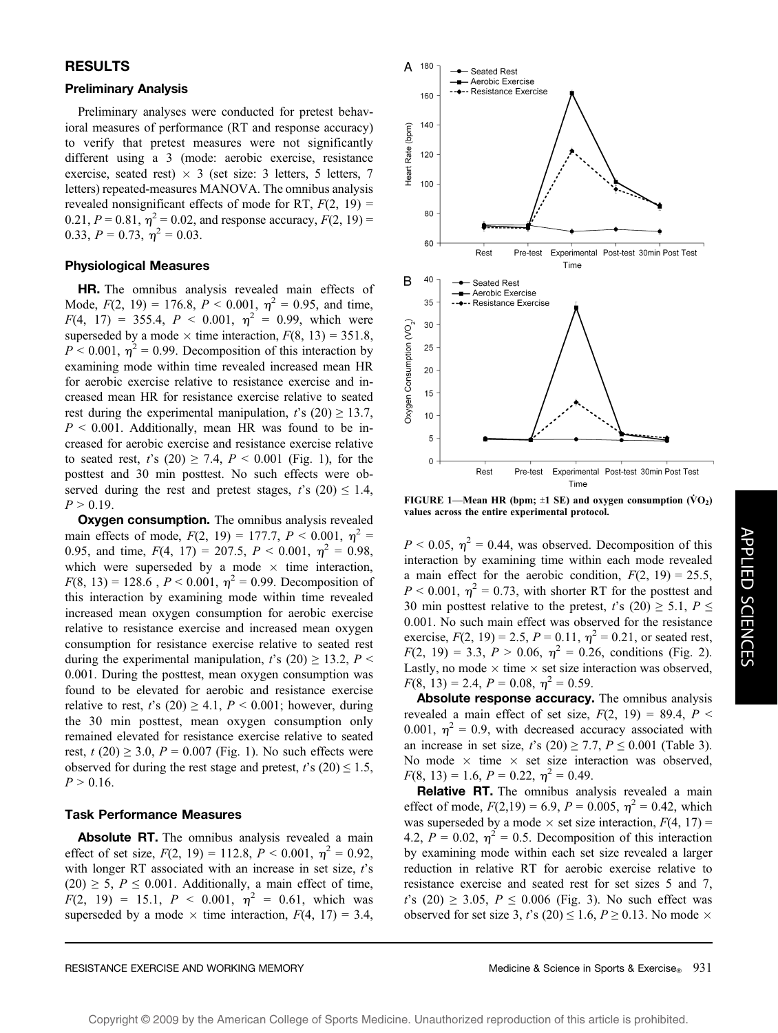## RESULTS

### Preliminary Analysis

Preliminary analyses were conducted for pretest behavioral measures of performance (RT and response accuracy) to verify that pretest measures were not significantly different using a 3 (mode: aerobic exercise, resistance exercise, seated rest) × 3 (set size: 3 letters, 5 letters, 7 letters) repeated-measures MANOVA. The omnibus analysis revealed nonsignificant effects of mode for RT, $F(2, 19) = 0.21$, $P = 0.81$, $\eta^2 = 0.02$, and response accuracy, $F(2, 19) = 0.33$, $P = 0.73$, $\eta^2 = 0.03$.

### Physiological Measures

**HR.** The omnibus analysis revealed main effects of Mode, $F(2, 19) = 176.8$, $P < 0.001$, $\eta^2 = 0.95$, and time, $F(4, 17) = 355.4$, $P < 0.001$, $\eta^2 = 0.99$, which were superseded by a mode × time interaction, $F(8, 13) = 351.8$, $P < 0.001$, $\eta^2 = 0.99$. Decomposition of this interaction by examining mode within time revealed increased mean HR for aerobic exercise relative to resistance exercise and increased mean HR for resistance exercise relative to seated rest during the experimental manipulation, $t$'s $(20) \geq 13.7$, $P < 0.001$. Additionally, mean HR was found to be increased for aerobic exercise and resistance exercise relative to seated rest, $t$'s $(20) \geq 7.4$, $P < 0.001$ (Fig. 1), for the posttest and 30 min posttest. No such effects were observed during the rest and pretest stages, $t$'s $(20) \leq 1.4$, $P > 0.19$.

**Oxygen consumption.** The omnibus analysis revealed main effects of mode, $F(2, 19) = 177.7$, $P < 0.001$, $\eta^2 = 0.95$, and time, $F(4, 17) = 207.5$, $P < 0.001$, $\eta^2 = 0.98$, which were superseded by a mode × time interaction, $F(8, 13) = 128.6$ , $P < 0.001$, $\eta^2 = 0.99$. Decomposition of this interaction by examining mode within time revealed increased mean oxygen consumption for aerobic exercise relative to resistance exercise and increased mean oxygen consumption for resistance exercise relative to seated rest during the experimental manipulation, $t$'s $(20) \geq 13.2$, $P < 0.001$. During the posttest, mean oxygen consumption was found to be elevated for aerobic and resistance exercise relative to rest, $t$'s $(20) \geq 4.1$, $P < 0.001$; however, during the 30 min posttest, mean oxygen consumption only remained elevated for resistance exercise relative to seated rest, $t\ (20) \geq 3.0$, $P = 0.007$ (Fig. 1). No such effects were observed for during the rest stage and pretest, $t$'s $(20) \leq 1.5$, $P > 0.16$.

**FIGURE 1—Mean HR (bpm; ±1 SE) and oxygen consumption ($\dot{V}O_2$) values across the entire experimental protocol.**

### Task Performance Measures

**Absolute RT.** The omnibus analysis revealed a main effect of set size, $F(2, 19) = 112.8$, $P < 0.001$, $\eta^2 = 0.92$, with longer RT associated with an increase in set size, $t$'s $(20) \geq 5$, $P \leq 0.001$. Additionally, a main effect of time, $F(2, 19) = 15.1$, $P < 0.001$, $\eta^2 = 0.61$, which was superseded by a mode × time interaction, $F(4, 17) = 3.4$, $P < 0.05$, $\eta^2 = 0.44$, was observed. Decomposition of this interaction by examining time within each mode revealed a main effect for the aerobic condition, $F(2, 19) = 25.5$, $P < 0.001$, $\eta^2 = 0.73$, with shorter RT for the posttest and 30 min posttest relative to the pretest, $t$'s $(20) \geq 5.1$, $P \leq 0.001$. No such main effect was observed for the resistance exercise, $F(2, 19) = 2.5$, $P = 0.11$, $\eta^2 = 0.21$, or seated rest, $F(2, 19) = 3.3$, $P > 0.06$, $\eta^2 = 0.26$, conditions (Fig. 2). Lastly, no mode × time × set size interaction was observed, $F(8, 13) = 2.4$, $P = 0.08$, $\eta^2 = 0.59$.

**Absolute response accuracy.** The omnibus analysis revealed a main effect of set size, $F(2, 19) = 89.4$, $P < 0.001$, $\eta^2 = 0.9$, with decreased accuracy associated with an increase in set size, $t$'s $(20) \geq 7.7$, $P \leq 0.001$ (Table 3). No mode × time × set size interaction was observed, $F(8, 13) = 1.6$, $P = 0.22$, $\eta^2 = 0.49$.

**Relative RT.** The omnibus analysis revealed a main effect of mode, $F(2,19) = 6.9$, $P = 0.005$, $\eta^2 = 0.42$, which was superseded by a mode × set size interaction, $F(4, 17) = 4.2$, $P = 0.02$, $\eta^2 = 0.5$. Decomposition of this interaction by examining mode within each set size revealed a larger reduction in relative RT for aerobic exercise relative to resistance exercise and seated rest for set sizes 5 and 7, $t$'s $(20) \geq 3.05$, $P \leq 0.006$ (Fig. 3). No such effect was observed for set size 3, $t$'s $(20) \leq 1.6$, $P \geq 0.13$. No mode ×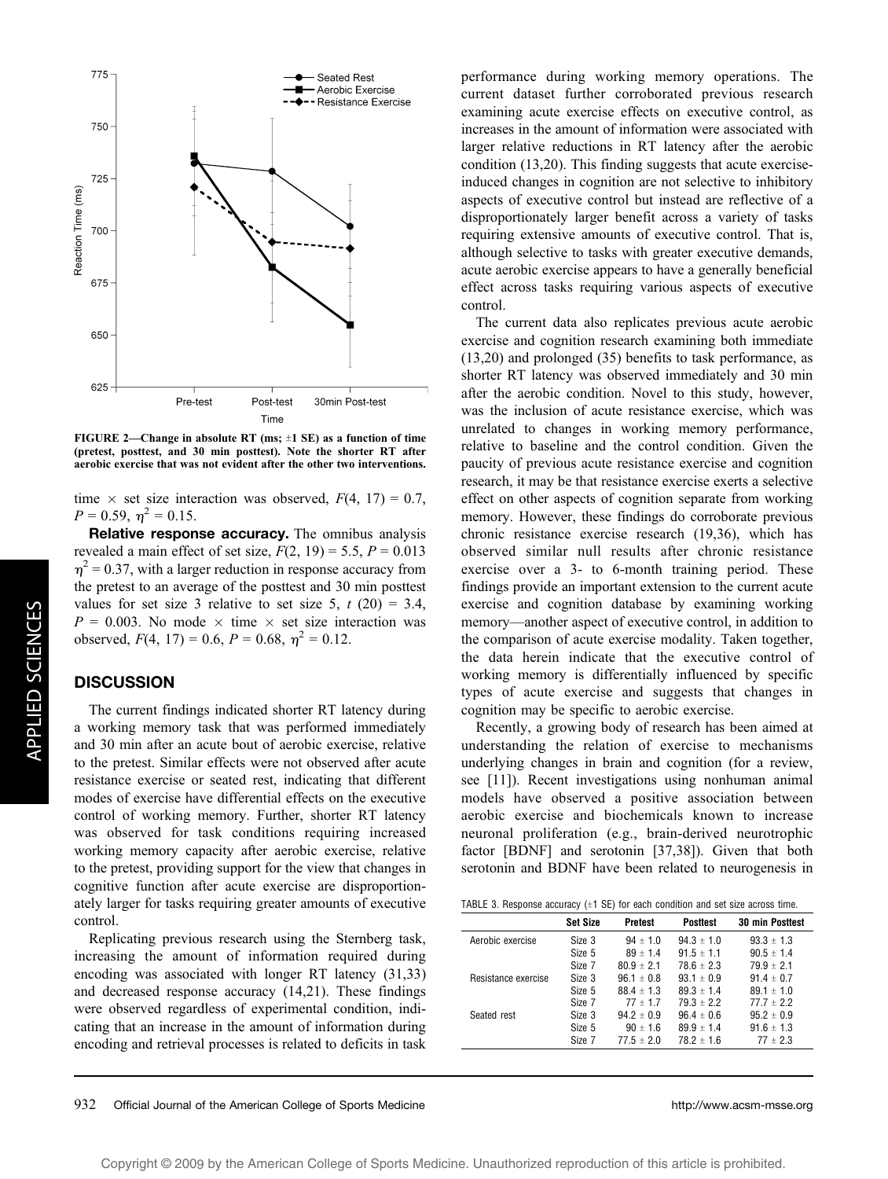FIGURE 2—Change in absolute RT (ms; ±1 SE) as a function of time (pretest, posttest, and 30 min posttest). Note the shorter RT after aerobic exercise that was not evident after the other two interventions.

time × set size interaction was observed, $F(4, 17) = 0.7$, $P = 0.59$, $\eta^2 = 0.15$.

**Relative response accuracy.** The omnibus analysis revealed a main effect of set size, $F(2, 19) = 5.5$, $P = 0.013$ $\eta^2 = 0.37$, with a larger reduction in response accuracy from the pretest to an average of the posttest and 30 min posttest values for set size 3 relative to set size 5, $t$ $(20) = 3.4$, $P = 0.003$. No mode × time × set size interaction was observed, $F(4, 17) = 0.6$, $P = 0.68$, $\eta^2 = 0.12$.

## DISCUSSION

The current findings indicated shorter RT latency during a working memory task that was performed immediately and 30 min after an acute bout of aerobic exercise, relative to the pretest. Similar effects were not observed after acute resistance exercise or seated rest, indicating that different modes of exercise have differential effects on the executive control of working memory. Further, shorter RT latency was observed for task conditions requiring increased working memory capacity after aerobic exercise, relative to the pretest, providing support for the view that changes in cognitive function after acute exercise are disproportionately larger for tasks requiring greater amounts of executive control.

Replicating previous research using the Sternberg task, increasing the amount of information required during encoding was associated with longer RT latency (31,33) and decreased response accuracy (14,21). These findings were observed regardless of experimental condition, indicating that an increase in the amount of information during encoding and retrieval processes is related to deficits in task performance during working memory operations. The current dataset further corroborated previous research examining acute exercise effects on executive control, as increases in the amount of information were associated with larger relative reductions in RT latency after the aerobic condition (13,20). This finding suggests that acute exercise-induced changes in cognition are not selective to inhibitory aspects of executive control but instead are reflective of a disproportionately larger benefit across a variety of tasks requiring extensive amounts of executive control. That is, although selective to tasks with greater executive demands, acute aerobic exercise appears to have a generally beneficial effect across tasks requiring various aspects of executive control.

The current data also replicates previous acute aerobic exercise and cognition research examining both immediate (13,20) and prolonged (35) benefits to task performance, as shorter RT latency was observed immediately and 30 min after the aerobic condition. Novel to this study, however, was the inclusion of acute resistance exercise, which was unrelated to changes in working memory performance, relative to baseline and the control condition. Given the paucity of previous acute resistance exercise and cognition research, it may be that resistance exercise exerts a selective effect on other aspects of cognition separate from working memory. However, these findings do corroborate previous chronic resistance exercise research (19,36), which has observed similar null results after chronic resistance exercise over a 3- to 6-month training period. These findings provide an important extension to the current acute exercise and cognition database by examining working memory—another aspect of executive control, in addition to the comparison of acute exercise modality. Taken together, the data herein indicate that the executive control of working memory is differentially influenced by specific types of acute exercise and suggests that changes in cognition may be specific to aerobic exercise.

Recently, a growing body of research has been aimed at understanding the relation of exercise to mechanisms underlying changes in brain and cognition (for a review, see [11]). Recent investigations using nonhuman animal models have observed a positive association between aerobic exercise and biochemicals known to increase neuronal proliferation (e.g., brain-derived neurotrophic factor [BDNF] and serotonin [37,38]). Given that both serotonin and BDNF have been related to neurogenesis in

TABLE 3. Response accuracy (±1 SE) for each condition and set size across time.

| | Set Size | Pretest | Posttest | 30 min Posttest |
|---|---|---|---|---|
| Aerobic exercise | Size 3 | 94 ± 1.0 | 94.3 ± 1.0 | 93.3 ± 1.3 |
| | Size 5 | 89 ± 1.4 | 91.5 ± 1.1 | 90.5 ± 1.4 |
| | Size 7 | 80.9 ± 2.1 | 78.6 ± 2.3 | 79.9 ± 2.1 |
| Resistance exercise | Size 3 | 96.1 ± 0.8 | 93.1 ± 0.9 | 91.4 ± 0.7 |
| | Size 5 | 88.4 ± 1.3 | 89.3 ± 1.4 | 89.1 ± 1.0 |
| | Size 7 | 77 ± 1.7 | 79.3 ± 2.2 | 77.7 ± 2.2 |
| Seated rest | Size 3 | 94.2 ± 0.9 | 96.4 ± 0.6 | 95.2 ± 0.9 |
| | Size 5 | 90 ± 1.6 | 89.9 ± 1.4 | 91.6 ± 1.3 |
| | Size 7 | 77.5 ± 2.0 | 78.2 ± 1.6 | 77 ± 2.3 |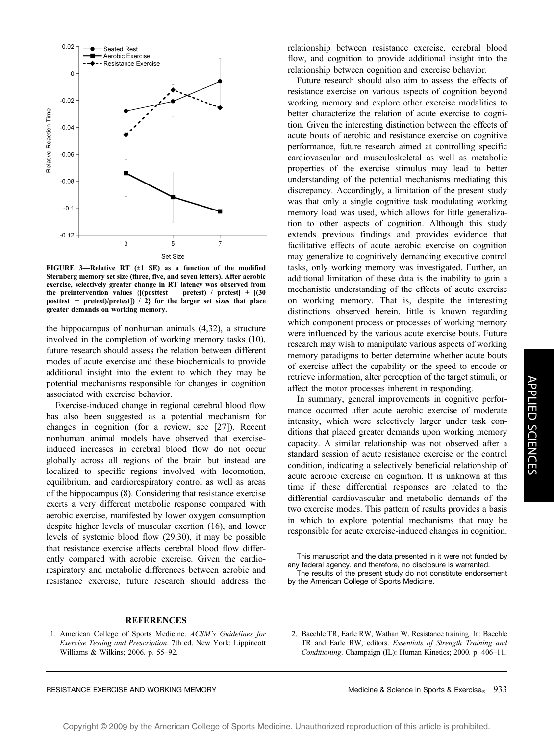FIGURE 3—Relative RT (±1 SE) as a function of the modified Sternberg memory set size (three, five, and seven letters). After aerobic exercise, selectively greater change in RT latency was observed from the preintervention values {[(posttest − pretest) / pretest] + [(30 posttest − pretest)/pretest]) / 2} for the larger set sizes that place greater demands on working memory.

the hippocampus of nonhuman animals (4,32), a structure involved in the completion of working memory tasks (10), future research should assess the relation between different modes of acute exercise and these biochemicals to provide additional insight into the extent to which they may be potential mechanisms responsible for changes in cognition associated with exercise behavior.

Exercise-induced change in regional cerebral blood flow has also been suggested as a potential mechanism for changes in cognition (for a review, see [27]). Recent nonhuman animal models have observed that exercise-induced increases in cerebral blood flow do not occur globally across all regions of the brain but instead are localized to specific regions involved with locomotion, equilibrium, and cardiorespiratory control as well as areas of the hippocampus (8). Considering that resistance exercise exerts a very different metabolic response compared with aerobic exercise, manifested by lower oxygen consumption despite higher levels of muscular exertion (16), and lower levels of systemic blood flow (29,30), it may be possible that resistance exercise affects cerebral blood flow differently compared with aerobic exercise. Given the cardiorespiratory and metabolic differences between aerobic and resistance exercise, future research should address the relationship between resistance exercise, cerebral blood flow, and cognition to provide additional insight into the relationship between cognition and exercise behavior.

Future research should also aim to assess the effects of resistance exercise on various aspects of cognition beyond working memory and explore other exercise modalities to better characterize the relation of acute exercise to cognition. Given the interesting distinction between the effects of acute bouts of aerobic and resistance exercise on cognitive performance, future research aimed at controlling specific cardiovascular and musculoskeletal as well as metabolic properties of the exercise stimulus may lead to better understanding of the potential mechanisms mediating this discrepancy. Accordingly, a limitation of the present study was that only a single cognitive task modulating working memory load was used, which allows for little generalization to other aspects of cognition. Although this study extends previous findings and provides evidence that facilitative effects of acute aerobic exercise on cognition may generalize to cognitively demanding executive control tasks, only working memory was investigated. Further, an additional limitation of these data is the inability to gain a mechanistic understanding of the effects of acute exercise on working memory. That is, despite the interesting distinctions observed herein, little is known regarding which component process or processes of working memory were influenced by the various acute exercise bouts. Future research may wish to manipulate various aspects of working memory paradigms to better determine whether acute bouts of exercise affect the capability or the speed to encode or retrieve information, alter perception of the target stimuli, or affect the motor processes inherent in responding.

In summary, general improvements in cognitive performance occurred after acute aerobic exercise of moderate intensity, which were selectively larger under task conditions that placed greater demands upon working memory capacity. A similar relationship was not observed after a standard session of acute resistance exercise or the control condition, indicating a selectively beneficial relationship of acute aerobic exercise on cognition. It is unknown at this time if these differential responses are related to the differential cardiovascular and metabolic demands of the two exercise modes. This pattern of results provides a basis in which to explore potential mechanisms that may be responsible for acute exercise-induced changes in cognition.

This manuscript and the data presented in it were not funded by any federal agency, and therefore, no disclosure is warranted.

The results of the present study do not constitute endorsement by the American College of Sports Medicine.

## REFERENCES

1. American College of Sports Medicine. *ACSM's Guidelines for Exercise Testing and Prescription*. 7th ed. New York: Lippincott Williams & Wilkins; 2006. p. 55–92.
2. Baechle TR, Earle RW, Wathan W. Resistance training. In: Baechle TR and Earle RW, editors. *Essentials of Strength Training and Conditioning*. Champaign (IL): Human Kinetics; 2000. p. 406–11.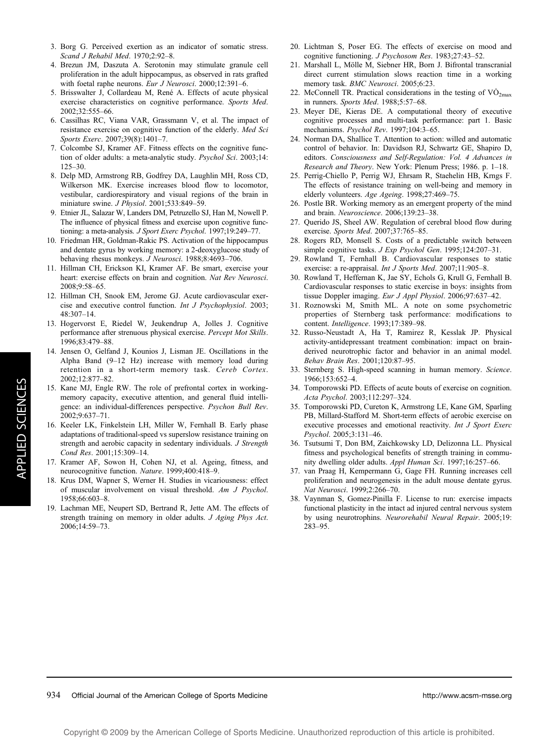3. Borg G. Perceived exertion as an indicator of somatic stress. *Scand J Rehabil Med*. 1970;2:92–8.
4. Brezun JM, Daszuta A. Serotonin may stimulate granule cell proliferation in the adult hippocampus, as observed in rats grafted with foetal raphe neurons. *Eur J Neurosci*. 2000;12:391–6.
5. Brisswalter J, Collardeau M, René A. Effects of acute physical exercise characteristics on cognitive performance. *Sports Med*. 2002;32:555–66.
6. Cassilhas RC, Viana VAR, Grassmann V, et al. The impact of resistance exercise on cognitive function of the elderly. *Med Sci Sports Exerc*. 2007;39(8):1401–7.
7. Colcombe SJ, Kramer AF. Fitness effects on the cognitive function of older adults: a meta-analytic study. *Psychol Sci*. 2003;14: 125–30.
8. Delp MD, Armstrong RB, Godfrey DA, Laughlin MH, Ross CD, Wilkerson MK. Exercise increases blood flow to locomotor, vestibular, cardiorespiratory and visual regions of the brain in miniature swine. *J Physiol*. 2001;533:849–59.
9. Etnier JL, Salazar W, Landers DM, Petruzello SJ, Han M, Nowell P. The influence of physical fitness and exercise upon cognitive functioning: a meta-analysis. *J Sport Exerc Psychol*. 1997;19:249–77.
10. Friedman HR, Goldman-Rakic PS. Activation of the hippocampus and dentate gyrus by working memory: a 2-deoxyglucose study of behaving rhesus monkeys. *J Neurosci*. 1988;8:4693–706.
11. Hillman CH, Erickson KI, Kramer AF. Be smart, exercise your heart: exercise effects on brain and cognition. *Nat Rev Neurosci*. 2008;9:58–65.
12. Hillman CH, Snook EM, Jerome GJ. Acute cardiovascular exercise and executive control function. *Int J Psychophysiol*. 2003; 48:307–14.
13. Hogervorst E, Riedel W, Jeukendrup A, Jolles J. Cognitive performance after strenuous physical exercise. *Percept Mot Skills*. 1996;83:479–88.
14. Jensen O, Gelfand J, Kounios J, Lisman JE. Oscillations in the Alpha Band (9–12 Hz) increase with memory load during retention in a short-term memory task. *Cereb Cortex*. 2002;12:877–82.
15. Kane MJ, Engle RW. The role of prefrontal cortex in working-memory capacity, executive attention, and general fluid intelligence: an individual-differences perspective. *Psychon Bull Rev*. 2002;9:637–71.
16. Keeler LK, Finkelstein LH, Miller W, Fernhall B. Early phase adaptations of traditional-speed vs superslow resistance training on strength and aerobic capacity in sedentary individuals. *J Strength Cond Res*. 2001;15:309–14.
17. Kramer AF, Sowon H, Cohen NJ, et al. Ageing, fitness, and neurocognitive function. *Nature*. 1999;400:418–9.
18. Krus DM, Wapner S, Werner H. Studies in vicariousness: effect of muscular involvement on visual threshold. *Am J Psychol*. 1958;66:603–8.
19. Lachman ME, Neupert SD, Bertrand R, Jette AM. The effects of strength training on memory in older adults. *J Aging Phys Act*. 2006;14:59–73.
20. Lichtman S, Poser EG. The effects of exercise on mood and cognitive functioning. *J Psychosom Res*. 1983;27:43–52.
21. Marshall L, Mölle M, Siebner HR, Born J. Bifrontal transcranial direct current stimulation slows reaction time in a working memory task. *BMC Neurosci*. 2005;6:23.
22. McConnell TR. Practical considerations in the testing of $\dot{V}O_{2max}$ in runners. *Sports Med*. 1988;5:57–68.
23. Meyer DE, Kieras DE. A computational theory of executive cognitive processes and multi-task performance: part 1. Basic mechanisms. *Psychol Rev*. 1997;104:3–65.
24. Norman DA, Shallice T. Attention to action: willed and automatic control of behavior. In: Davidson RJ, Schwartz GE, Shapiro D, editors. *Consciousness and Self-Regulation: Vol. 4 Advances in Research and Theory*. New York: Plenum Press; 1986. p. 1–18.
25. Perrig-Chiello P, Perrig WJ, Ehrsam R, Staehelin HB, Krngs F. The effects of resistance training on well-being and memory in elderly volunteers. *Age Ageing*. 1998;27:469–75.
26. Postle BR. Working memory as an emergent property of the mind and brain. *Neuroscience*. 2006;139:23–38.
27. Querido JS, Sheel AW. Regulation of cerebral blood flow during exercise. *Sports Med*. 2007;37:765–85.
28. Rogers RD, Monsell S. Costs of a predictable switch between simple cognitive tasks. *J Exp Psychol Gen*. 1995;124:207–31.
29. Rowland T, Fernhall B. Cardiovascular responses to static exercise: a re-appraisal. *Int J Sports Med*. 2007;11:905–8.
30. Rowland T, Heffernan K, Jae SY, Echols G, Krull G, Fernhall B. Cardiovascular responses to static exercise in boys: insights from tissue Doppler imaging. *Eur J Appl Physiol*. 2006;97:637–42.
31. Roznowski M, Smith ML. A note on some psychometric properties of Sternberg task performance: modifications to content. *Intelligence*. 1993;17:389–98.
32. Russo-Neustadt A, Ha T, Ramirez R, Kesslak JP. Physical activity-antidepressant treatment combination: impact on brain-derived neurotrophic factor and behavior in an animal model. *Behav Brain Res*. 2001;120:87–95.
33. Sternberg S. High-speed scanning in human memory. *Science*. 1966;153:652–4.
34. Tomporowski PD. Effects of acute bouts of exercise on cognition. *Acta Psychol*. 2003;112:297–324.
35. Tomporowski PD, Cureton K, Armstrong LE, Kane GM, Sparling PB, Millard-Stafford M. Short-term effects of aerobic exercise on executive processes and emotional reactivity. *Int J Sport Exerc Psychol*. 2005;3:131–46.
36. Tsutsumi T, Don BM, Zaichkowsky LD, Delizonna LL. Physical fitness and psychological benefits of strength training in community dwelling older adults. *Appl Human Sci*. 1997;16:257–66.
37. van Praag H, Kempermann G, Gage FH. Running increases cell proliferation and neurogenesis in the adult mouse dentate gyrus. *Nat Neurosci*. 1999;2:266–70.
38. Vaynman S, Gomez-Pinilla F. License to run: exercise impacts functional plasticity in the intact ad injured central nervous system by using neurotrophins. *Neurorehabil Neural Repair*. 2005;19: 283–95.